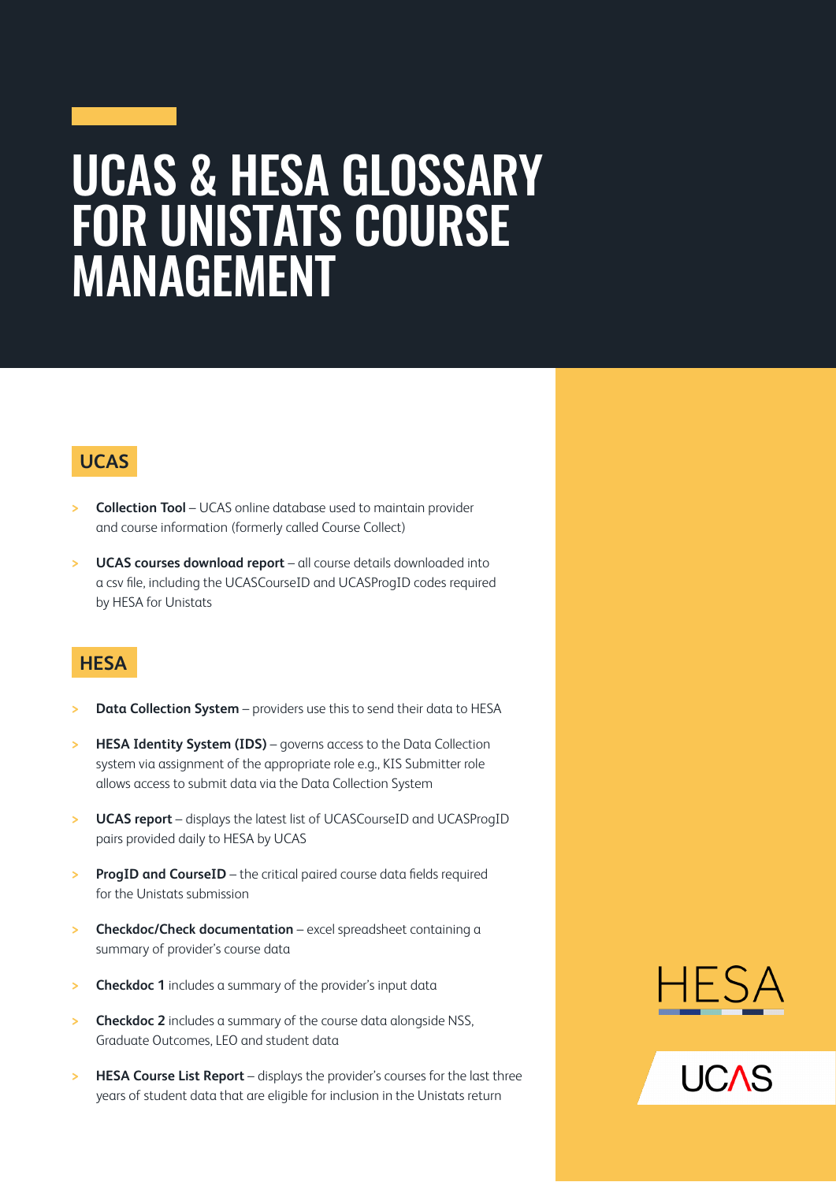# UCAS & HESA GLOSSARY FOR UNISTATS COURSE MANAGEMENT

## UCAS

- **Collection Tool** – UCAS online database used to maintain provider and course information (formerly called Course Collect)
- **UCAS courses download report** – all course details downloaded into a csv file, including the UCASCourseID and UCASProgID codes required by HESA for Unistats

## HESA

- **Data Collection System** – providers use this to send their data to HESA
- **HESA Identity System (IDS)** – governs access to the Data Collection system via assignment of the appropriate role e.g., KIS Submitter role allows access to submit data via the Data Collection System
- **UCAS report** – displays the latest list of UCASCourseID and UCASProgID pairs provided daily to HESA by UCAS
- **ProgID and CourseID** – the critical paired course data fields required for the Unistats submission
- **Checkdoc/Check documentation** – excel spreadsheet containing a summary of provider's course data
- **Checkdoc 1** includes a summary of the provider's input data
- **Checkdoc 2** includes a summary of the course data alongside NSS, Graduate Outcomes, LEO and student data
- **HESA Course List Report** – displays the provider's courses for the last three years of student data that are eligible for inclusion in the Unistats return

HESA

UCAS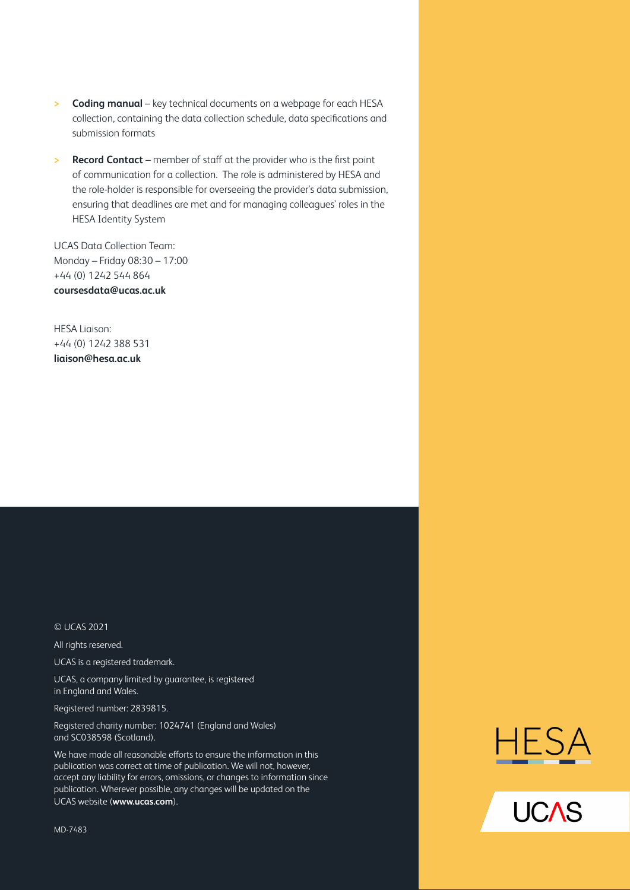- **Coding manual** – key technical documents on a webpage for each HESA collection, containing the data collection schedule, data specifications and submission formats
- **Record Contact** – member of staff at the provider who is the first point of communication for a collection. The role is administered by HESA and the role-holder is responsible for overseeing the provider's data submission, ensuring that deadlines are met and for managing colleagues' roles in the HESA Identity System

UCAS Data Collection Team:
Monday – Friday 08:30 – 17:00
+44 (0) 1242 544 864
**coursesdata@ucas.ac.uk**

HESA Liaison:
+44 (0) 1242 388 531
**liaison@hesa.ac.uk**

© UCAS 2021

All rights reserved.

UCAS is a registered trademark.

UCAS, a company limited by guarantee, is registered in England and Wales.

Registered number: 2839815.

Registered charity number: 1024741 (England and Wales) and SC038598 (Scotland).

We have made all reasonable efforts to ensure the information in this publication was correct at time of publication. We will not, however, accept any liability for errors, omissions, or changes to information since publication. Wherever possible, any changes will be updated on the UCAS website (**www.ucas.com**).

MD-7483

HESA

UCAS